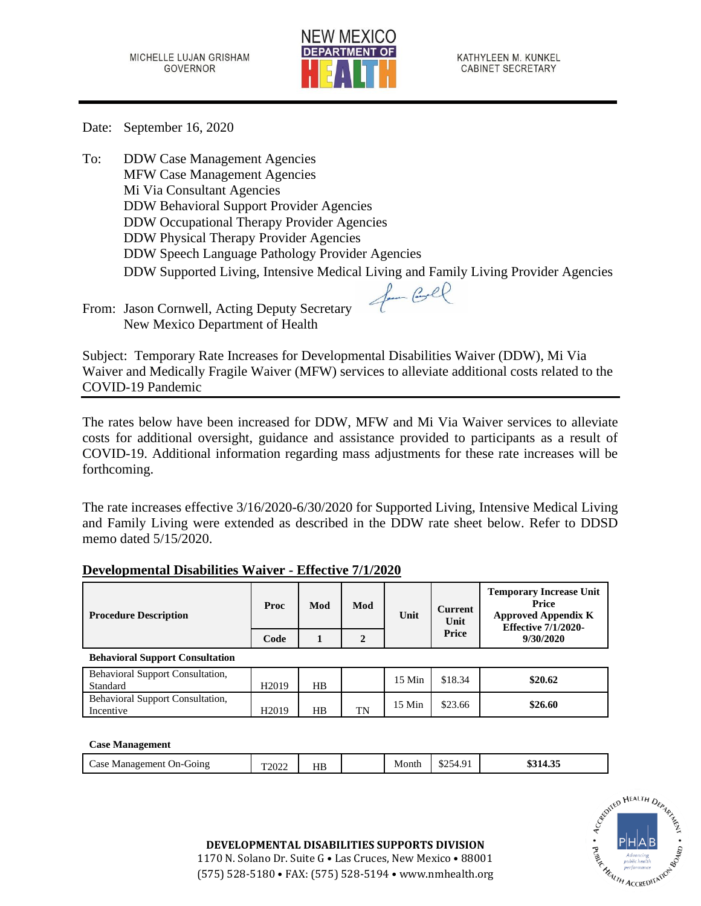MICHELLE LUJAN GRISHAM
GOVERNOR

NEW MEXICO DEPARTMENT OF HEALTH

KATHYLEEN M. KUNKEL
CABINET SECRETARY

Date: September 16, 2020

To: DDW Case Management Agencies
MFW Case Management Agencies
Mi Via Consultant Agencies
DDW Behavioral Support Provider Agencies
DDW Occupational Therapy Provider Agencies
DDW Physical Therapy Provider Agencies
DDW Speech Language Pathology Provider Agencies
DDW Supported Living, Intensive Medical Living and Family Living Provider Agencies

From: Jason Cornwell, Acting Deputy Secretary
New Mexico Department of Health

Subject: Temporary Rate Increases for Developmental Disabilities Waiver (DDW), Mi Via Waiver and Medically Fragile Waiver (MFW) services to alleviate additional costs related to the COVID-19 Pandemic

The rates below have been increased for DDW, MFW and Mi Via Waiver services to alleviate costs for additional oversight, guidance and assistance provided to participants as a result of COVID-19. Additional information regarding mass adjustments for these rate increases will be forthcoming.

The rate increases effective 3/16/2020-6/30/2020 for Supported Living, Intensive Medical Living and Family Living were extended as described in the DDW rate sheet below. Refer to DDSD memo dated 5/15/2020.

**Developmental Disabilities Waiver - Effective 7/1/2020**

| Procedure Description | Proc Code | Mod 1 | Mod 2 | Unit | Current Unit Price | Temporary Increase Unit Price Approved Appendix K Effective 7/1/2020-9/30/2020 |
|---|---|---|---|---|---|---|
| **Behavioral Support Consultation** | | | | | | |
| Behavioral Support Consultation, Standard | H2019 | HB | | 15 Min | $18.34 | **$20.62** |
| Behavioral Support Consultation, Incentive | H2019 | HB | TN | 15 Min | $23.66 | **$26.60** |
| **Case Management** | | | | | | |
| Case Management On-Going | T2022 | HB | | Month | $254.91 | **$314.35** |

DEVELOPMENTAL DISABILITIES SUPPORTS DIVISION
1170 N. Solano Dr. Suite G • Las Cruces, New Mexico • 88001
(575) 528-5180 • FAX: (575) 528-5194 • www.nmhealth.org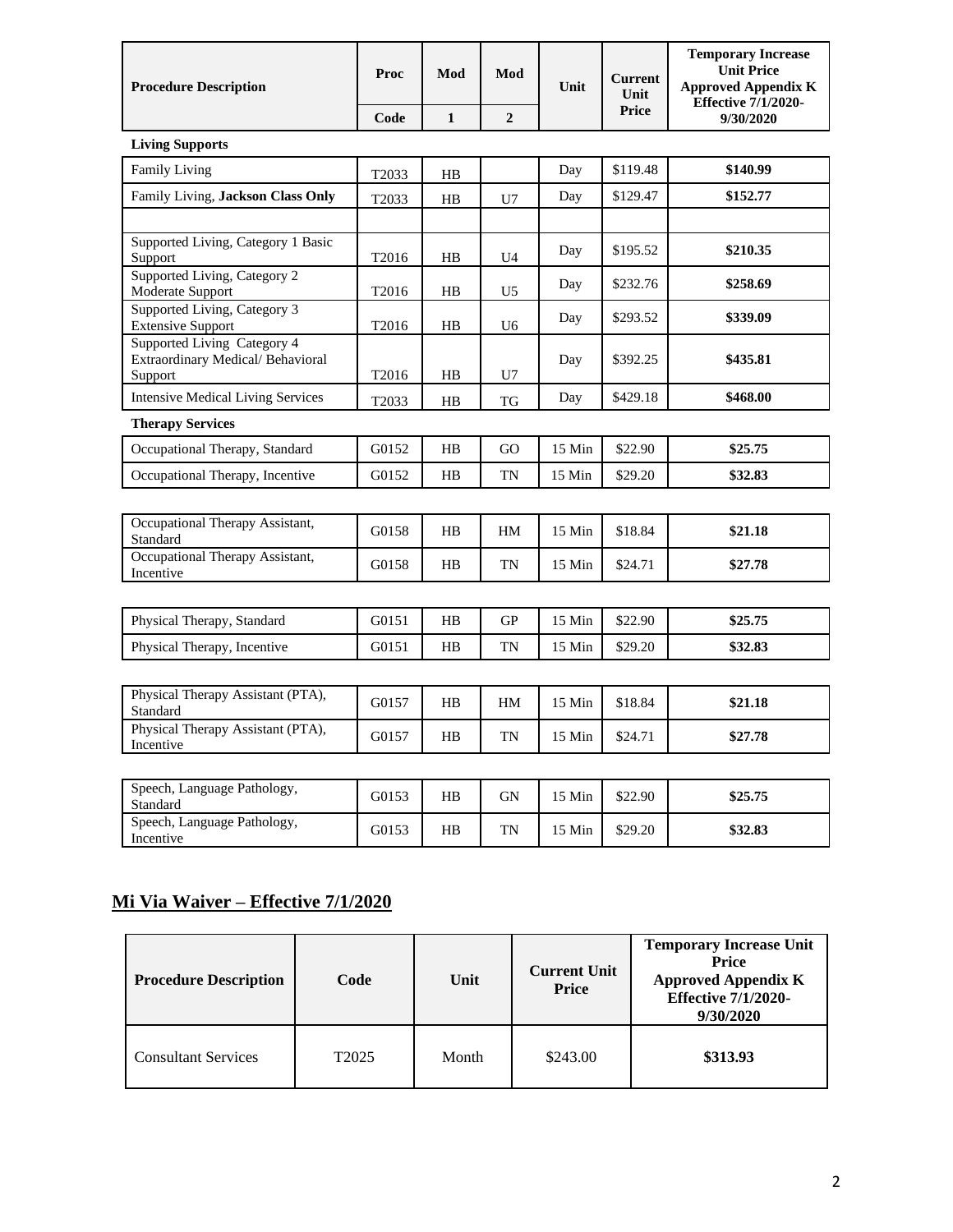| Procedure Description | Proc Code | Mod 1 | Mod 2 | Unit | Current Unit Price | Temporary Increase Unit Price Approved Appendix K Effective 7/1/2020-9/30/2020 |
|---|---|---|---|---|---|---|
| **Living Supports** | | | | | | |
| Family Living | T2033 | HB | | Day | $119.48 | **$140.99** |
| Family Living, **Jackson Class Only** | T2033 | HB | U7 | Day | $129.47 | **$152.77** |
| | | | | | | |
| Supported Living, Category 1 Basic Support | T2016 | HB | U4 | Day | $195.52 | **$210.35** |
| Supported Living, Category 2 Moderate Support | T2016 | HB | U5 | Day | $232.76 | **$258.69** |
| Supported Living, Category 3 Extensive Support | T2016 | HB | U6 | Day | $293.52 | **$339.09** |
| Supported Living Category 4 Extraordinary Medical/ Behavioral Support | T2016 | HB | U7 | Day | $392.25 | **$435.81** |
| Intensive Medical Living Services | T2033 | HB | TG | Day | $429.18 | **$468.00** |
| **Therapy Services** | | | | | | |
| Occupational Therapy, Standard | G0152 | HB | GO | 15 Min | $22.90 | **$25.75** |
| Occupational Therapy, Incentive | G0152 | HB | TN | 15 Min | $29.20 | **$32.83** |
| Occupational Therapy Assistant, Standard | G0158 | HB | HM | 15 Min | $18.84 | **$21.18** |
| Occupational Therapy Assistant, Incentive | G0158 | HB | TN | 15 Min | $24.71 | **$27.78** |
| Physical Therapy, Standard | G0151 | HB | GP | 15 Min | $22.90 | **$25.75** |
| Physical Therapy, Incentive | G0151 | HB | TN | 15 Min | $29.20 | **$32.83** |
| Physical Therapy Assistant (PTA), Standard | G0157 | HB | HM | 15 Min | $18.84 | **$21.18** |
| Physical Therapy Assistant (PTA), Incentive | G0157 | HB | TN | 15 Min | $24.71 | **$27.78** |
| Speech, Language Pathology, Standard | G0153 | HB | GN | 15 Min | $22.90 | **$25.75** |
| Speech, Language Pathology, Incentive | G0153 | HB | TN | 15 Min | $29.20 | **$32.83** |

## Mi Via Waiver – Effective 7/1/2020

| Procedure Description | Code | Unit | Current Unit Price | Temporary Increase Unit Price Approved Appendix K Effective 7/1/2020-9/30/2020 |
|---|---|---|---|---|
| Consultant Services | T2025 | Month | $243.00 | **$313.93** |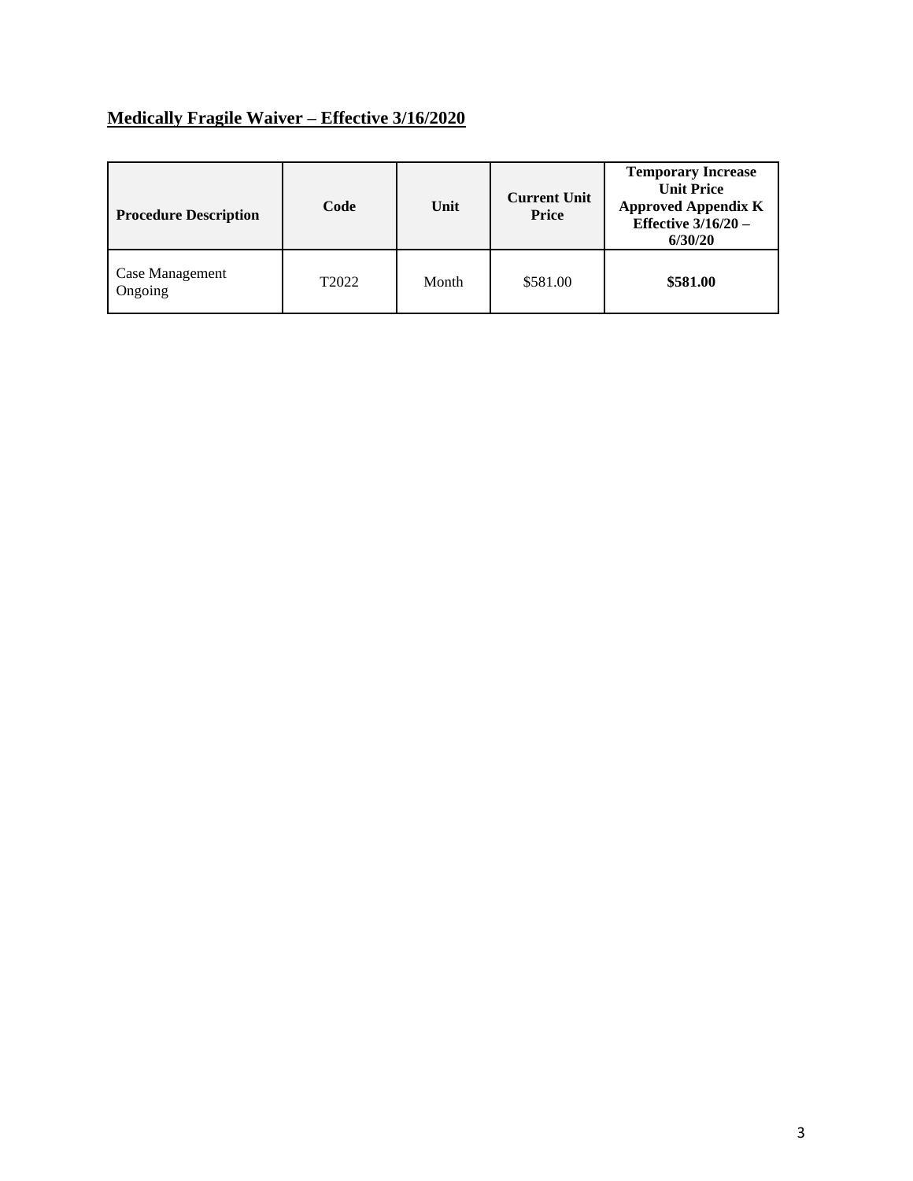**Medically Fragile Waiver – Effective 3/16/2020**

| Procedure Description | Code | Unit | Current Unit Price | Temporary Increase Unit Price Approved Appendix K Effective 3/16/20 – 6/30/20 |
|---|---|---|---|---|
| Case Management Ongoing | T2022 | Month | $581.00 | **$581.00** |